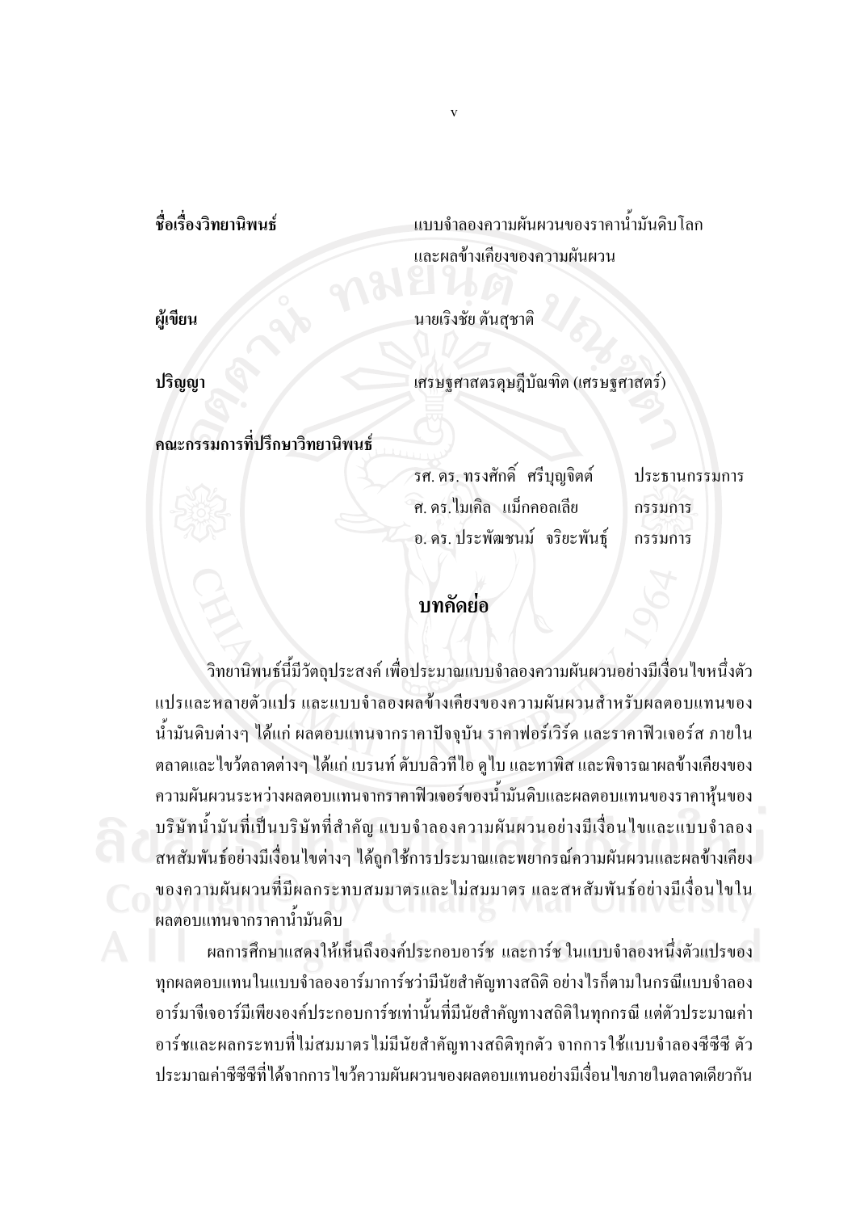**ชื่อเรื่องวิทยานิพนธ์** แบบจำลองความผันผวนของราคาน้ำมันดิบโลก และผลข้างเคียงของความผันผวน

**ผู้เขียน** นายเริงชัย ตันสุชาติ

**ปริญญา** เศรษฐศาสตรดุษฎีบัณฑิต (เศรษฐศาสตร์)

**คณะกรรมการที่ปรึกษาวิทยานิพนธ์**

| | |
|---|---|
| รศ. ดร. ทรงศักดิ์ ศรีบุญจิตต์ | ประธานกรรมการ |
| ศ. ดร. ไมเคิล แม็กคอลเลีย | กรรมการ |
| อ. ดร. ประพัฒชนม์ จริยะพันธุ์ | กรรมการ |

## บทคัดย่อ

วิทยานิพนธ์นี้มีวัตถุประสงค์ เพื่อประมาณแบบจำลองความผันผวนอย่างมีเงื่อนไขหนึ่งตัวแปรและหลายตัวแปร และแบบจำลองผลข้างเคียงของความผันผวนสำหรับผลตอบแทนของน้ำมันดิบต่างๆ ได้แก่ ผลตอบแทนจากราคาปัจจุบัน ราคาฟอร์เวิร์ด และราคาฟิวเจอร์ส ภายในตลาดและไขว้ตลาดต่างๆ ได้แก่ เบรนท์ ดับบลิวทีไอ ดูไบ และทาพิส และพิจารณาผลข้างเคียงของความผันผวนระหว่างผลตอบแทนจากราคาฟิวเจอร์ของน้ำมันดิบและผลตอบแทนของราคาหุ้นของบริษัทน้ำมันที่เป็นบริษัทที่สำคัญ แบบจำลองความผันผวนอย่างมีเงื่อนไขและแบบจำลองสหสัมพันธ์อย่างมีเงื่อนไขต่างๆ ได้ถูกใช้การประมาณและพยากรณ์ความผันผวนและผลข้างเคียงของความผันผวนที่มีผลกระทบสมมาตรและไม่สมมาตร และสหสัมพันธ์อย่างมีเงื่อนไขในผลตอบแทนจากราคาน้ำมันดิบ

ผลการศึกษาแสดงให้เห็นถึงองค์ประกอบอาร์ช และการ์ช ในแบบจำลองหนึ่งตัวแปรของทุกผลตอบแทนในแบบจำลองอาร์มาการ์ชว่ามีนัยสำคัญทางสถิติ อย่างไรก็ตามในกรณีแบบจำลองอาร์มาจีเจอาร์มีเพียงองค์ประกอบการ์ชเท่านั้นที่มีนัยสำคัญทางสถิติในทุกกรณี แต่ตัวประมาณค่าอาร์ชและผลกระทบที่ไม่สมมาตรไม่มีนัยสำคัญทางสถิติทุกตัว จากการใช้แบบจำลองซีซีซี ตัวประมาณค่าซีซีซีที่ได้จากการไขว้ความผันผวนของผลตอบแทนอย่างมีเงื่อนไขภายในตลาดเดียวกัน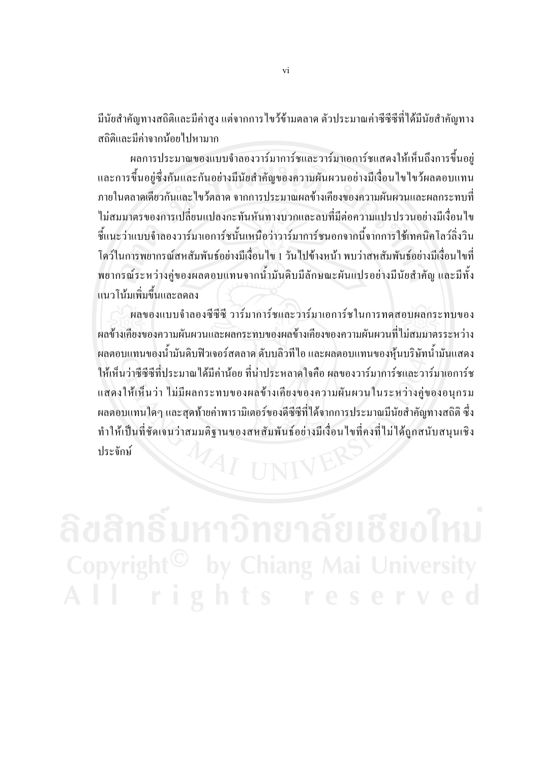มีนัยสำคัญทางสถิติและมีค่าสูง แต่จากการไขว้ข้ามตลาด ตัวประมาณค่าซีซีซีที่ได้มีนัยสำคัญทางสถิติและมีค่าจากน้อยไปหามาก

ผลการประมาณของแบบจำลองวาร์มาการ์ชและวาร์มาเอการ์ชแสดงให้เห็นถึงการขึ้นอยู่และการขึ้นอยู่ซึ่งกันและกันอย่างมีนัยสำคัญของความผันผวนอย่างมีเงื่อนไขไขว้ผลตอบแทนภายในตลาดเดียวกันและไขว้ตลาด จากการประมาณผลข้างเคียงของความผันผวนและผลกระทบที่ไม่สมมาตรของการเปลี่ยนแปลงกะทันหันทางบวกและลบที่มีต่อความแปรปรวนอย่างมีเงื่อนไขชี้แนะว่าแบบจำลองวาร์มาเอการ์ชนั้นเหนือว่าวาร์มาการ์ชนอกจากนี้จากการใช้เทคนิคโลว์ลิ่งวินโดว์ในการพยากรณ์สหสัมพันธ์อย่างมีเงื่อนไข 1 วันไปข้างหน้า พบว่าสหสัมพันธ์อย่างมีเงื่อนไขที่พยากรณ์ระหว่างคู่ของผลตอบแทนจากน้ำมันดิบมีลักษณะผันแปรอย่างมีนัยสำคัญ และมีทั้งแนวโน้มเพิ่มขึ้นและลดลง

ผลของแบบจำลองซีซีซี วาร์มาการ์ชและวาร์มาเอการ์ชในการทดสอบผลกระทบของผลข้างเคียงของความผันผวนและผลกระทบของผลข้างเคียงของความผันผวนที่ไม่สมมาตรระหว่างผลตอบแทนของน้ำมันดิบฟิวเจอร์สตลาด ดับบลิวทีไอ และผลตอบแทนของหุ้นบริษัทน้ำมันแสดงให้เห็นว่าซีซีซีที่ประมาณได้มีค่าน้อย ที่น่าประหลาดใจคือ ผลของวาร์มาการ์ชและวาร์มาเอการ์ชแสดงให้เห็นว่า ไม่มีผลกระทบของผลข้างเคียงของความผันผวนในระหว่างคู่ของอนุกรมผลตอบแทนใดๆ และสุดท้ายค่าพารามิเตอร์ของดีซีซีที่ได้จากการประมาณมีนัยสำคัญทางสถิติ ซึ่งทำให้เป็นที่ชัดเจนว่าสมมติฐานของสหสัมพันธ์อย่างมีเงื่อนไขที่คงที่ไม่ได้ถูกสนับสนุนเชิงประจักษ์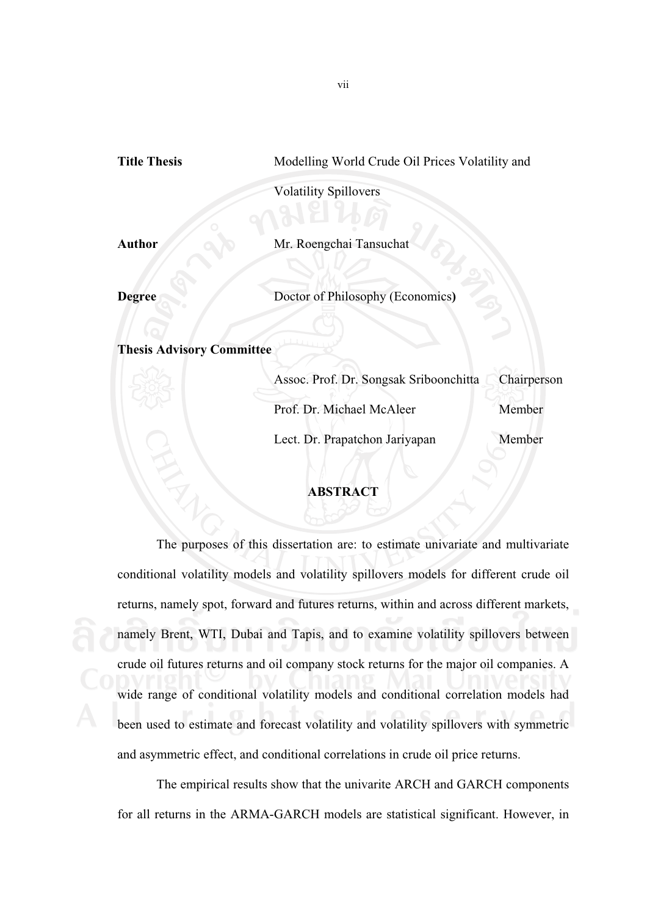**Title Thesis** Modelling World Crude Oil Prices Volatility and Volatility Spillovers

**Author** Mr. Roengchai Tansuchat

**Degree** Doctor of Philosophy (Economics)

**Thesis Advisory Committee**

| | |
|---|---|
| Assoc. Prof. Dr. Songsak Sriboonchitta | Chairperson |
| Prof. Dr. Michael McAleer | Member |
| Lect. Dr. Prapatchon Jariyapan | Member |

## ABSTRACT

The purposes of this dissertation are: to estimate univariate and multivariate conditional volatility models and volatility spillovers models for different crude oil returns, namely spot, forward and futures returns, within and across different markets, namely Brent, WTI, Dubai and Tapis, and to examine volatility spillovers between crude oil futures returns and oil company stock returns for the major oil companies. A wide range of conditional volatility models and conditional correlation models had been used to estimate and forecast volatility and volatility spillovers with symmetric and asymmetric effect, and conditional correlations in crude oil price returns.

The empirical results show that the univarite ARCH and GARCH components for all returns in the ARMA-GARCH models are statistical significant. However, in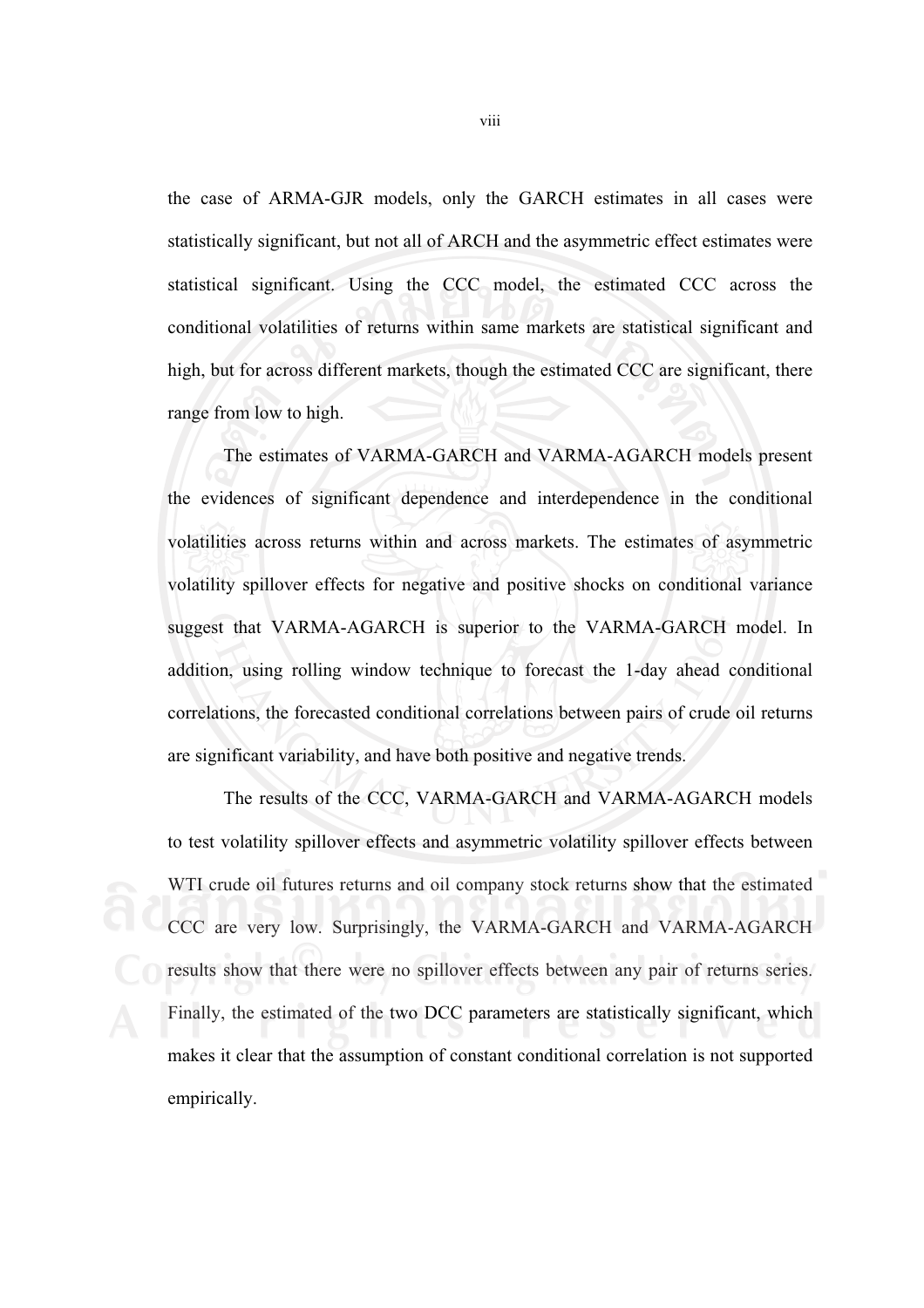the case of ARMA-GJR models, only the GARCH estimates in all cases were statistically significant, but not all of ARCH and the asymmetric effect estimates were statistical significant. Using the CCC model, the estimated CCC across the conditional volatilities of returns within same markets are statistical significant and high, but for across different markets, though the estimated CCC are significant, there range from low to high.

The estimates of VARMA-GARCH and VARMA-AGARCH models present the evidences of significant dependence and interdependence in the conditional volatilities across returns within and across markets. The estimates of asymmetric volatility spillover effects for negative and positive shocks on conditional variance suggest that VARMA-AGARCH is superior to the VARMA-GARCH model. In addition, using rolling window technique to forecast the 1-day ahead conditional correlations, the forecasted conditional correlations between pairs of crude oil returns are significant variability, and have both positive and negative trends.

The results of the CCC, VARMA-GARCH and VARMA-AGARCH models to test volatility spillover effects and asymmetric volatility spillover effects between WTI crude oil futures returns and oil company stock returns show that the estimated CCC are very low. Surprisingly, the VARMA-GARCH and VARMA-AGARCH results show that there were no spillover effects between any pair of returns series. Finally, the estimated of the two DCC parameters are statistically significant, which makes it clear that the assumption of constant conditional correlation is not supported empirically.